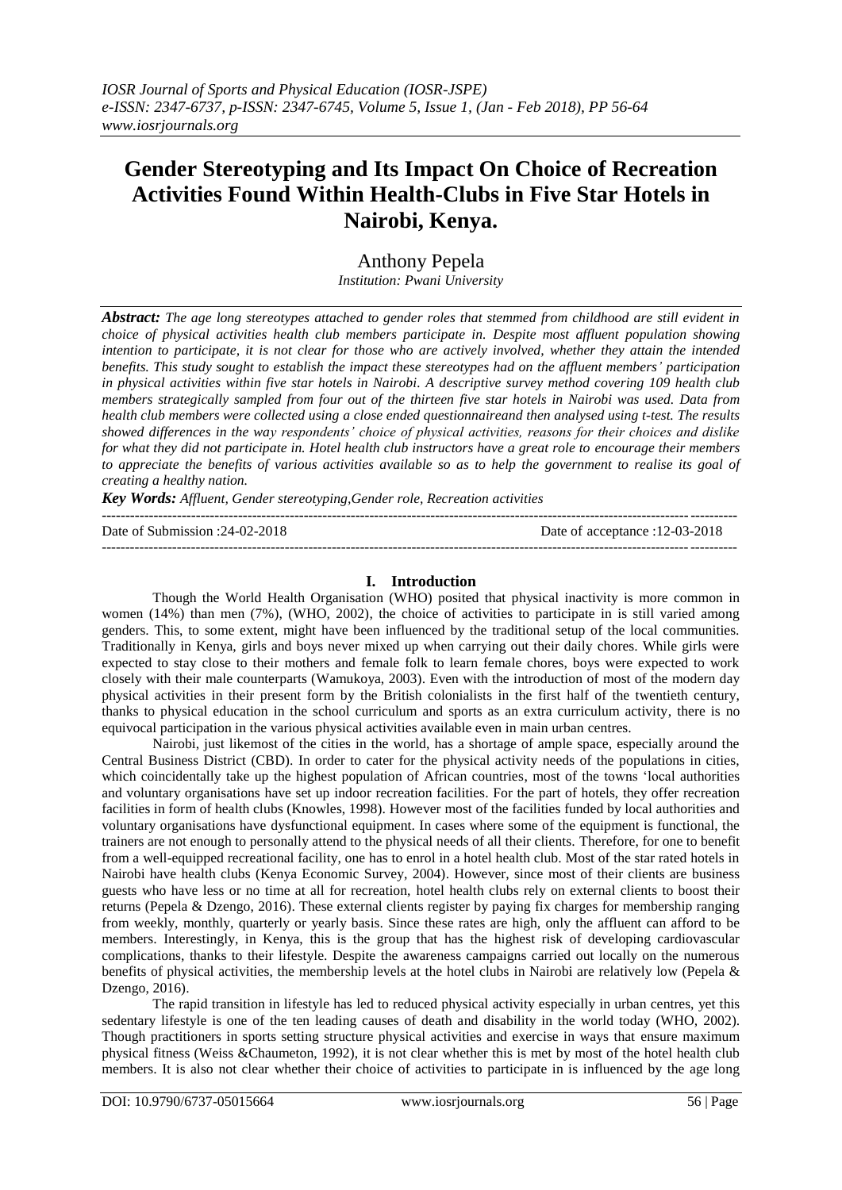# Gender Stereotyping and Its Impact On Choice of Recreation Activities Found Within Health-Clubs in Five Star Hotels in Nairobi, Kenya.

Anthony Pepela

*Institution: Pwani University*

***Abstract:*** *The age long stereotypes attached to gender roles that stemmed from childhood are still evident in choice of physical activities health club members participate in. Despite most affluent population showing intention to participate, it is not clear for those who are actively involved, whether they attain the intended benefits. This study sought to establish the impact these stereotypes had on the affluent members' participation in physical activities within five star hotels in Nairobi. A descriptive survey method covering 109 health club members strategically sampled from four out of the thirteen five star hotels in Nairobi was used. Data from health club members were collected using a close ended questionnaireand then analysed using t-test. The results showed differences in the way respondents' choice of physical activities, reasons for their choices and dislike for what they did not participate in. Hotel health club instructors have a great role to encourage their members to appreciate the benefits of various activities available so as to help the government to realise its goal of creating a healthy nation.*

***Key Words:*** *Affluent, Gender stereotyping,Gender role, Recreation activities*

---

Date of Submission :24-02-2018 Date of acceptance :12-03-2018

---

## I. Introduction

Though the World Health Organisation (WHO) posited that physical inactivity is more common in women (14%) than men (7%), (WHO, 2002), the choice of activities to participate in is still varied among genders. This, to some extent, might have been influenced by the traditional setup of the local communities. Traditionally in Kenya, girls and boys never mixed up when carrying out their daily chores. While girls were expected to stay close to their mothers and female folk to learn female chores, boys were expected to work closely with their male counterparts (Wamukoya, 2003). Even with the introduction of most of the modern day physical activities in their present form by the British colonialists in the first half of the twentieth century, thanks to physical education in the school curriculum and sports as an extra curriculum activity, there is no equivocal participation in the various physical activities available even in main urban centres.

Nairobi, just likemost of the cities in the world, has a shortage of ample space, especially around the Central Business District (CBD). In order to cater for the physical activity needs of the populations in cities, which coincidentally take up the highest population of African countries, most of the towns 'local authorities and voluntary organisations have set up indoor recreation facilities. For the part of hotels, they offer recreation facilities in form of health clubs (Knowles, 1998). However most of the facilities funded by local authorities and voluntary organisations have dysfunctional equipment. In cases where some of the equipment is functional, the trainers are not enough to personally attend to the physical needs of all their clients. Therefore, for one to benefit from a well-equipped recreational facility, one has to enrol in a hotel health club. Most of the star rated hotels in Nairobi have health clubs (Kenya Economic Survey, 2004). However, since most of their clients are business guests who have less or no time at all for recreation, hotel health clubs rely on external clients to boost their returns (Pepela & Dzengo, 2016). These external clients register by paying fix charges for membership ranging from weekly, monthly, quarterly or yearly basis. Since these rates are high, only the affluent can afford to be members. Interestingly, in Kenya, this is the group that has the highest risk of developing cardiovascular complications, thanks to their lifestyle. Despite the awareness campaigns carried out locally on the numerous benefits of physical activities, the membership levels at the hotel clubs in Nairobi are relatively low (Pepela & Dzengo, 2016).

The rapid transition in lifestyle has led to reduced physical activity especially in urban centres, yet this sedentary lifestyle is one of the ten leading causes of death and disability in the world today (WHO, 2002). Though practitioners in sports setting structure physical activities and exercise in ways that ensure maximum physical fitness (Weiss &Chaumeton, 1992), it is not clear whether this is met by most of the hotel health club members. It is also not clear whether their choice of activities to participate in is influenced by the age long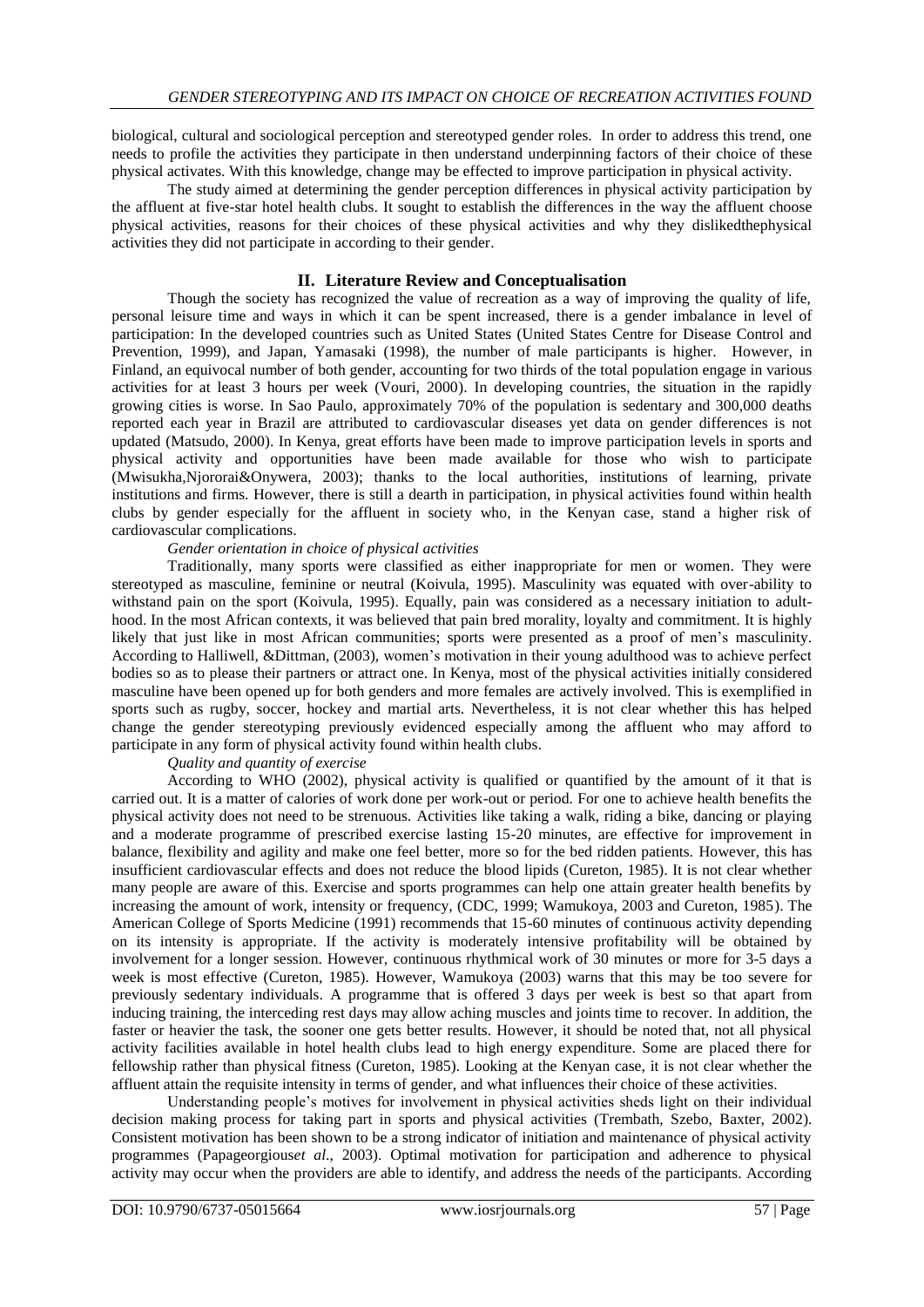biological, cultural and sociological perception and stereotyped gender roles. In order to address this trend, one needs to profile the activities they participate in then understand underpinning factors of their choice of these physical activates. With this knowledge, change may be effected to improve participation in physical activity.

The study aimed at determining the gender perception differences in physical activity participation by the affluent at five-star hotel health clubs. It sought to establish the differences in the way the affluent choose physical activities, reasons for their choices of these physical activities and why they dislikedthephysical activities they did not participate in according to their gender.

## II. Literature Review and Conceptualisation

Though the society has recognized the value of recreation as a way of improving the quality of life, personal leisure time and ways in which it can be spent increased, there is a gender imbalance in level of participation: In the developed countries such as United States (United States Centre for Disease Control and Prevention, 1999), and Japan, Yamasaki (1998), the number of male participants is higher. However, in Finland, an equivocal number of both gender, accounting for two thirds of the total population engage in various activities for at least 3 hours per week (Vouri, 2000). In developing countries, the situation in the rapidly growing cities is worse. In Sao Paulo, approximately 70% of the population is sedentary and 300,000 deaths reported each year in Brazil are attributed to cardiovascular diseases yet data on gender differences is not updated (Matsudo, 2000). In Kenya, great efforts have been made to improve participation levels in sports and physical activity and opportunities have been made available for those who wish to participate (Mwisukha,Njororai&Onywera, 2003); thanks to the local authorities, institutions of learning, private institutions and firms. However, there is still a dearth in participation, in physical activities found within health clubs by gender especially for the affluent in society who, in the Kenyan case, stand a higher risk of cardiovascular complications.

*Gender orientation in choice of physical activities*

Traditionally, many sports were classified as either inappropriate for men or women. They were stereotyped as masculine, feminine or neutral (Koivula, 1995). Masculinity was equated with over-ability to withstand pain on the sport (Koivula, 1995). Equally, pain was considered as a necessary initiation to adult-hood. In the most African contexts, it was believed that pain bred morality, loyalty and commitment. It is highly likely that just like in most African communities; sports were presented as a proof of men's masculinity. According to Halliwell, &Dittman, (2003), women's motivation in their young adulthood was to achieve perfect bodies so as to please their partners or attract one. In Kenya, most of the physical activities initially considered masculine have been opened up for both genders and more females are actively involved. This is exemplified in sports such as rugby, soccer, hockey and martial arts. Nevertheless, it is not clear whether this has helped change the gender stereotyping previously evidenced especially among the affluent who may afford to participate in any form of physical activity found within health clubs.

*Quality and quantity of exercise*

According to WHO (2002), physical activity is qualified or quantified by the amount of it that is carried out. It is a matter of calories of work done per work-out or period. For one to achieve health benefits the physical activity does not need to be strenuous. Activities like taking a walk, riding a bike, dancing or playing and a moderate programme of prescribed exercise lasting 15-20 minutes, are effective for improvement in balance, flexibility and agility and make one feel better, more so for the bed ridden patients. However, this has insufficient cardiovascular effects and does not reduce the blood lipids (Cureton, 1985). It is not clear whether many people are aware of this. Exercise and sports programmes can help one attain greater health benefits by increasing the amount of work, intensity or frequency, (CDC, 1999; Wamukoya, 2003 and Cureton, 1985). The American College of Sports Medicine (1991) recommends that 15-60 minutes of continuous activity depending on its intensity is appropriate. If the activity is moderately intensive profitability will be obtained by involvement for a longer session. However, continuous rhythmical work of 30 minutes or more for 3-5 days a week is most effective (Cureton, 1985). However, Wamukoya (2003) warns that this may be too severe for previously sedentary individuals. A programme that is offered 3 days per week is best so that apart from inducing training, the interceding rest days may allow aching muscles and joints time to recover. In addition, the faster or heavier the task, the sooner one gets better results. However, it should be noted that, not all physical activity facilities available in hotel health clubs lead to high energy expenditure. Some are placed there for fellowship rather than physical fitness (Cureton, 1985). Looking at the Kenyan case, it is not clear whether the affluent attain the requisite intensity in terms of gender, and what influences their choice of these activities.

Understanding people's motives for involvement in physical activities sheds light on their individual decision making process for taking part in sports and physical activities (Trembath, Szebo, Baxter, 2002). Consistent motivation has been shown to be a strong indicator of initiation and maintenance of physical activity programmes (Papageorgious*et al.*, 2003). Optimal motivation for participation and adherence to physical activity may occur when the providers are able to identify, and address the needs of the participants. According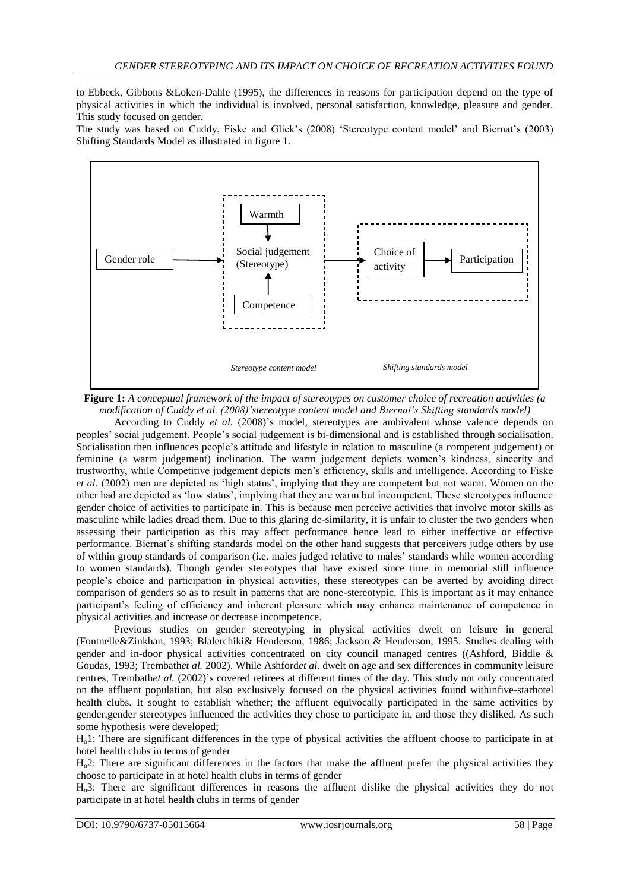to Ebbeck, Gibbons &Loken-Dahle (1995), the differences in reasons for participation depend on the type of physical activities in which the individual is involved, personal satisfaction, knowledge, pleasure and gender. This study focused on gender.

The study was based on Cuddy, Fiske and Glick's (2008) 'Stereotype content model' and Biernat's (2003) Shifting Standards Model as illustrated in figure 1.

**Figure 1:** *A conceptual framework of the impact of stereotypes on customer choice of recreation activities (a modification of Cuddy et al. (2008)'stereotype content model and Biernat's Shifting standards model)*

According to Cuddy *et al.* (2008)'s model, stereotypes are ambivalent whose valence depends on peoples' social judgement. People's social judgement is bi-dimensional and is established through socialisation. Socialisation then influences people's attitude and lifestyle in relation to masculine (a competent judgement) or feminine (a warm judgement) inclination. The warm judgement depicts women's kindness, sincerity and trustworthy, while Competitive judgement depicts men's efficiency, skills and intelligence. According to Fiske *et al.* (2002) men are depicted as 'high status', implying that they are competent but not warm. Women on the other had are depicted as 'low status', implying that they are warm but incompetent. These stereotypes influence gender choice of activities to participate in. This is because men perceive activities that involve motor skills as masculine while ladies dread them. Due to this glaring de-similarity, it is unfair to cluster the two genders when assessing their participation as this may affect performance hence lead to either ineffective or effective performance. Biernat's shifting standards model on the other hand suggests that perceivers judge others by use of within group standards of comparison (i.e. males judged relative to males' standards while women according to women standards). Though gender stereotypes that have existed since time in memorial still influence people's choice and participation in physical activities, these stereotypes can be averted by avoiding direct comparison of genders so as to result in patterns that are none-stereotypic. This is important as it may enhance participant's feeling of efficiency and inherent pleasure which may enhance maintenance of competence in physical activities and increase or decrease incompetence.

Previous studies on gender stereotyping in physical activities dwelt on leisure in general (Fontnelle&Zinkhan, 1993; Blalerchiki& Henderson, 1986; Jackson & Henderson, 1995. Studies dealing with gender and in-door physical activities concentrated on city council managed centres ((Ashford, Biddle & Goudas, 1993; Trembath*et al.* 2002). While Ashford*et al.* dwelt on age and sex differences in community leisure centres, Trembath*et al.* (2002)'s covered retirees at different times of the day. This study not only concentrated on the affluent population, but also exclusively focused on the physical activities found withinfive-starhotel health clubs. It sought to establish whether; the affluent equivocally participated in the same activities by gender,gender stereotypes influenced the activities they chose to participate in, and those they disliked. As such some hypothesis were developed;

$H_o1$: There are significant differences in the type of physical activities the affluent choose to participate in at hotel health clubs in terms of gender

$H_o2$: There are significant differences in the factors that make the affluent prefer the physical activities they choose to participate in at hotel health clubs in terms of gender

$H_o3$: There are significant differences in reasons the affluent dislike the physical activities they do not participate in at hotel health clubs in terms of gender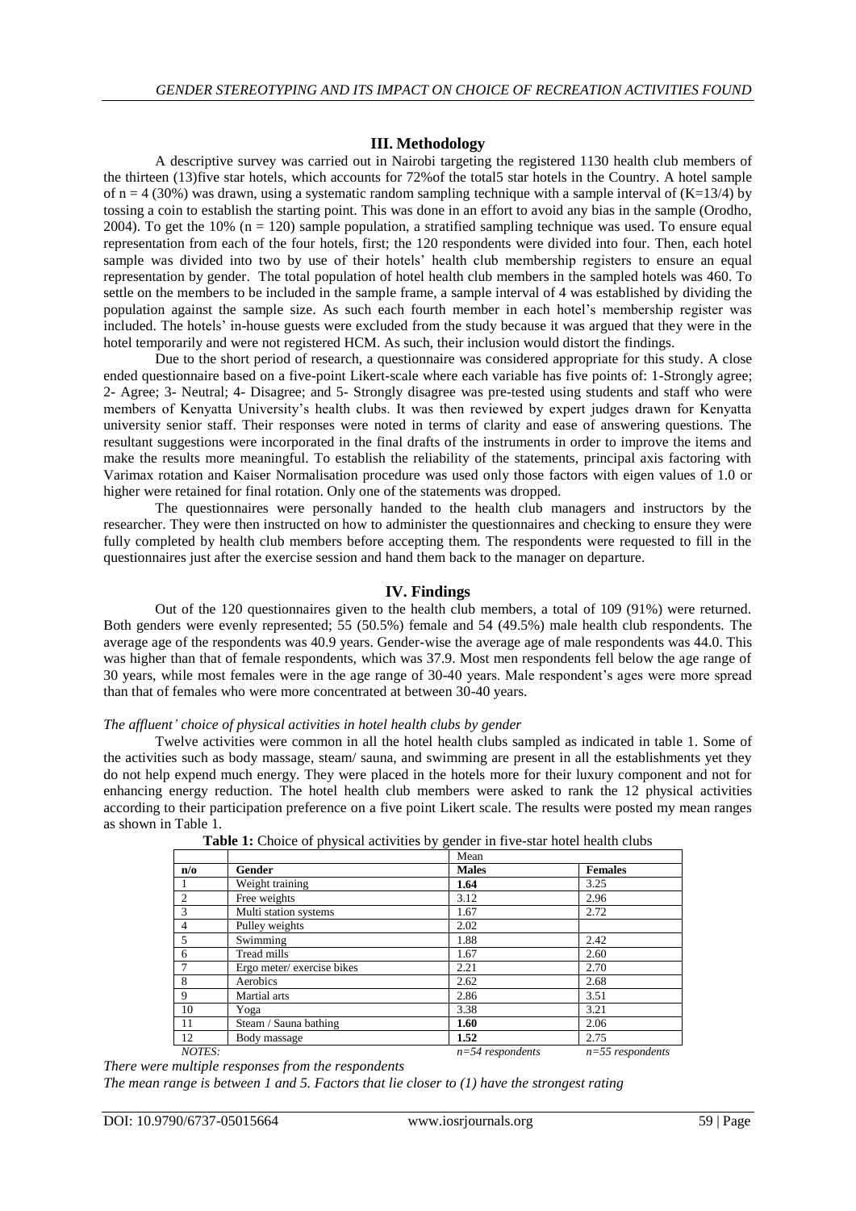## III. Methodology

A descriptive survey was carried out in Nairobi targeting the registered 1130 health club members of the thirteen (13)five star hotels, which accounts for 72%of the total5 star hotels in the Country. A hotel sample of n = 4 (30%) was drawn, using a systematic random sampling technique with a sample interval of (K=13/4) by tossing a coin to establish the starting point. This was done in an effort to avoid any bias in the sample (Orodho, 2004). To get the 10% (n = 120) sample population, a stratified sampling technique was used. To ensure equal representation from each of the four hotels, first; the 120 respondents were divided into four. Then, each hotel sample was divided into two by use of their hotels' health club membership registers to ensure an equal representation by gender. The total population of hotel health club members in the sampled hotels was 460. To settle on the members to be included in the sample frame, a sample interval of 4 was established by dividing the population against the sample size. As such each fourth member in each hotel's membership register was included. The hotels' in-house guests were excluded from the study because it was argued that they were in the hotel temporarily and were not registered HCM. As such, their inclusion would distort the findings.

Due to the short period of research, a questionnaire was considered appropriate for this study. A close ended questionnaire based on a five-point Likert-scale where each variable has five points of: 1-Strongly agree; 2- Agree; 3- Neutral; 4- Disagree; and 5- Strongly disagree was pre-tested using students and staff who were members of Kenyatta University's health clubs. It was then reviewed by expert judges drawn for Kenyatta university senior staff. Their responses were noted in terms of clarity and ease of answering questions. The resultant suggestions were incorporated in the final drafts of the instruments in order to improve the items and make the results more meaningful. To establish the reliability of the statements, principal axis factoring with Varimax rotation and Kaiser Normalisation procedure was used only those factors with eigen values of 1.0 or higher were retained for final rotation. Only one of the statements was dropped.

The questionnaires were personally handed to the health club managers and instructors by the researcher. They were then instructed on how to administer the questionnaires and checking to ensure they were fully completed by health club members before accepting them. The respondents were requested to fill in the questionnaires just after the exercise session and hand them back to the manager on departure.

## IV. Findings

Out of the 120 questionnaires given to the health club members, a total of 109 (91%) were returned. Both genders were evenly represented; 55 (50.5%) female and 54 (49.5%) male health club respondents. The average age of the respondents was 40.9 years. Gender-wise the average age of male respondents was 44.0. This was higher than that of female respondents, which was 37.9. Most men respondents fell below the age range of 30 years, while most females were in the age range of 30-40 years. Male respondent's ages were more spread than that of females who were more concentrated at between 30-40 years.

*The affluent' choice of physical activities in hotel health clubs by gender*

Twelve activities were common in all the hotel health clubs sampled as indicated in table 1. Some of the activities such as body massage, steam/ sauna, and swimming are present in all the establishments yet they do not help expend much energy. They were placed in the hotels more for their luxury component and not for enhancing energy reduction. The hotel health club members were asked to rank the 12 physical activities according to their participation preference on a five point Likert scale. The results were posted my mean ranges as shown in Table 1.

**Table 1:** Choice of physical activities by gender in five-star hotel health clubs

| | | Mean | |
|---|---|---|---|
| **n/o** | **Gender** | **Males** | **Females** |
| 1 | Weight training | **1.64** | 3.25 |
| 2 | Free weights | 3.12 | 2.96 |
| 3 | Multi station systems | 1.67 | 2.72 |
| 4 | Pulley weights | 2.02 | |
| 5 | Swimming | 1.88 | 2.42 |
| 6 | Tread mills | 1.67 | 2.60 |
| 7 | Ergo meter/ exercise bikes | 2.21 | 2.70 |
| 8 | Aerobics | 2.62 | 2.68 |
| 9 | Martial arts | 2.86 | 3.51 |
| 10 | Yoga | 3.38 | 3.21 |
| 11 | Steam / Sauna bathing | **1.60** | 2.06 |
| 12 | Body massage | **1.52** | 2.75 |
| *NOTES:* | | *n=54 respondents* | *n=55 respondents* |

*There were multiple responses from the respondents*

*The mean range is between 1 and 5. Factors that lie closer to (1) have the strongest rating*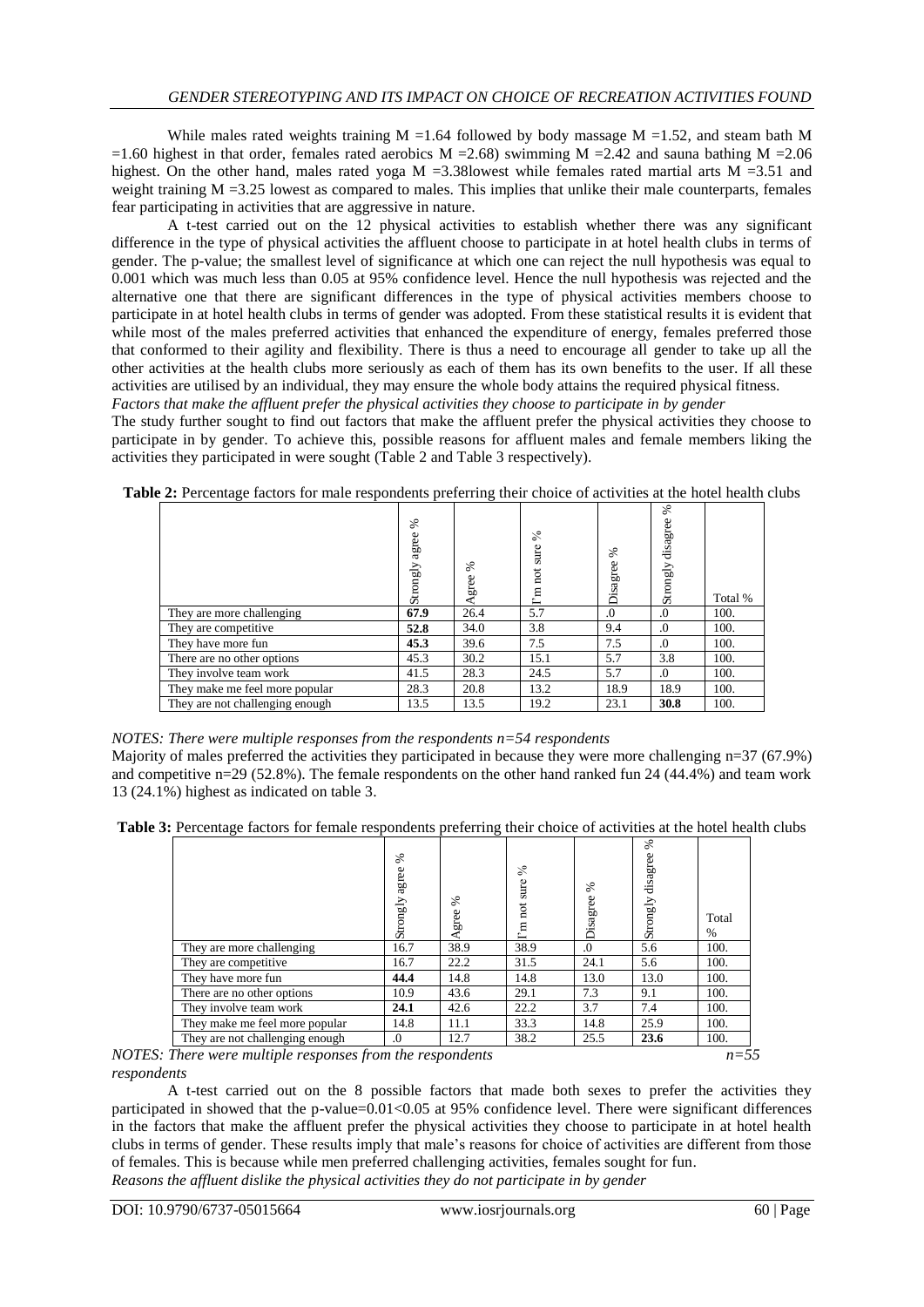While males rated weights training M =1.64 followed by body massage M =1.52, and steam bath M =1.60 highest in that order, females rated aerobics M =2.68) swimming M =2.42 and sauna bathing M =2.06 highest. On the other hand, males rated yoga M =3.38lowest while females rated martial arts M =3.51 and weight training M =3.25 lowest as compared to males. This implies that unlike their male counterparts, females fear participating in activities that are aggressive in nature.

A t-test carried out on the 12 physical activities to establish whether there was any significant difference in the type of physical activities the affluent choose to participate in at hotel health clubs in terms of gender. The p-value; the smallest level of significance at which one can reject the null hypothesis was equal to 0.001 which was much less than 0.05 at 95% confidence level. Hence the null hypothesis was rejected and the alternative one that there are significant differences in the type of physical activities members choose to participate in at hotel health clubs in terms of gender was adopted. From these statistical results it is evident that while most of the males preferred activities that enhanced the expenditure of energy, females preferred those that conformed to their agility and flexibility. There is thus a need to encourage all gender to take up all the other activities at the health clubs more seriously as each of them has its own benefits to the user. If all these activities are utilised by an individual, they may ensure the whole body attains the required physical fitness.

*Factors that make the affluent prefer the physical activities they choose to participate in by gender*

The study further sought to find out factors that make the affluent prefer the physical activities they choose to participate in by gender. To achieve this, possible reasons for affluent males and female members liking the activities they participated in were sought (Table 2 and Table 3 respectively).

**Table 2:** Percentage factors for male respondents preferring their choice of activities at the hotel health clubs

| | Strongly agree % | Agree % | I'm not sure % | Disagree % | Strongly disagree % | Total % |
|---|---|---|---|---|---|---|
| They are more challenging | **67.9** | 26.4 | 5.7 | .0 | .0 | 100. |
| They are competitive | **52.8** | 34.0 | 3.8 | 9.4 | .0 | 100. |
| They have more fun | **45.3** | 39.6 | 7.5 | 7.5 | .0 | 100. |
| There are no other options | 45.3 | 30.2 | 15.1 | 5.7 | 3.8 | 100. |
| They involve team work | 41.5 | 28.3 | 24.5 | 5.7 | .0 | 100. |
| They make me feel more popular | 28.3 | 20.8 | 13.2 | 18.9 | 18.9 | 100. |
| They are not challenging enough | 13.5 | 13.5 | 19.2 | 23.1 | **30.8** | 100. |

*NOTES: There were multiple responses from the respondents n=54 respondents*

Majority of males preferred the activities they participated in because they were more challenging n=37 (67.9%) and competitive n=29 (52.8%). The female respondents on the other hand ranked fun 24 (44.4%) and team work 13 (24.1%) highest as indicated on table 3.

**Table 3:** Percentage factors for female respondents preferring their choice of activities at the hotel health clubs

| | Strongly agree % | Agree % | I'm not sure % | Disagree % | Strongly disagree % | Total % |
|---|---|---|---|---|---|---|
| They are more challenging | 16.7 | 38.9 | 38.9 | .0 | 5.6 | 100. |
| They are competitive | 16.7 | 22.2 | 31.5 | 24.1 | 5.6 | 100. |
| They have more fun | **44.4** | 14.8 | 14.8 | 13.0 | 13.0 | 100. |
| There are no other options | 10.9 | 43.6 | 29.1 | 7.3 | 9.1 | 100. |
| They involve team work | **24.1** | 42.6 | 22.2 | 3.7 | 7.4 | 100. |
| They make me feel more popular | 14.8 | 11.1 | 33.3 | 14.8 | 25.9 | 100. |
| They are not challenging enough | .0 | 12.7 | 38.2 | 25.5 | **23.6** | 100. |

*NOTES: There were multiple responses from the respondents n=55 respondents*

A t-test carried out on the 8 possible factors that made both sexes to prefer the activities they participated in showed that the p-value=0.01<0.05 at 95% confidence level. There were significant differences in the factors that make the affluent prefer the physical activities they choose to participate in at hotel health clubs in terms of gender. These results imply that male's reasons for choice of activities are different from those of females. This is because while men preferred challenging activities, females sought for fun.

*Reasons the affluent dislike the physical activities they do not participate in by gender*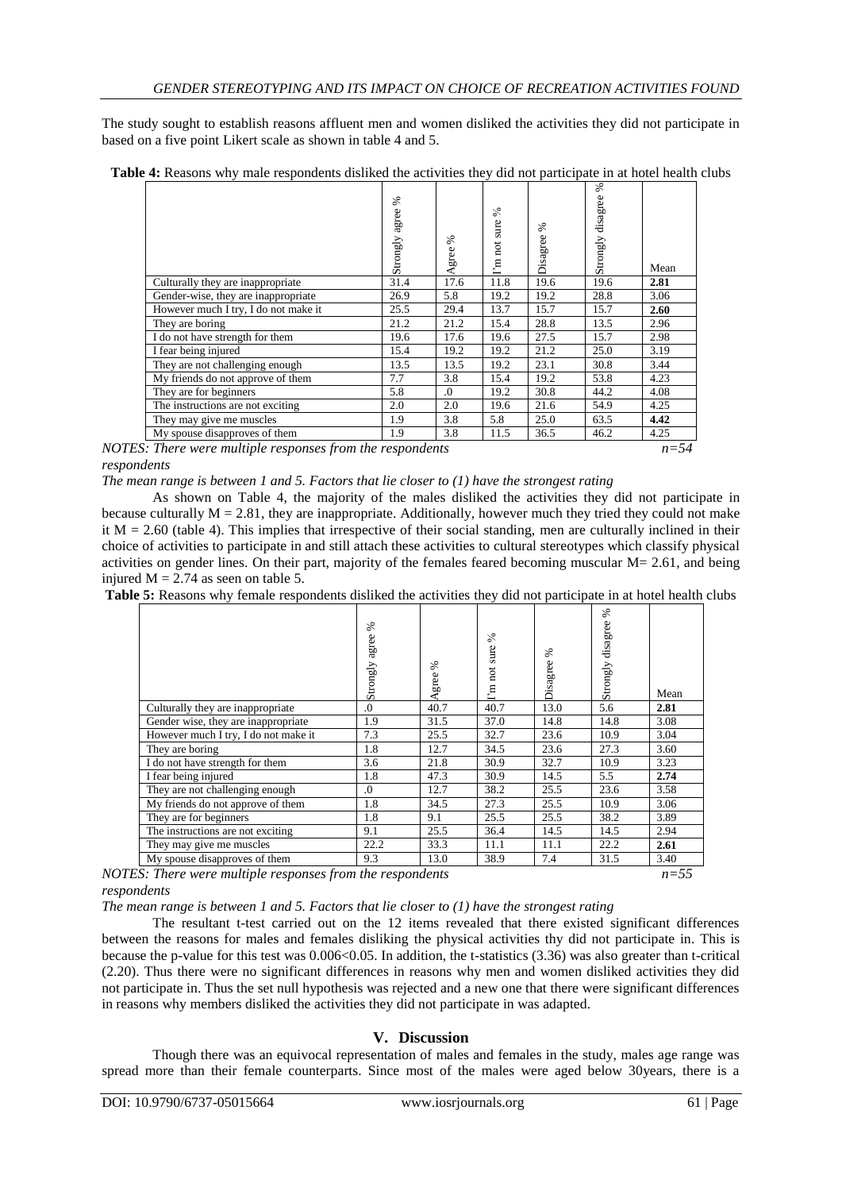The study sought to establish reasons affluent men and women disliked the activities they did not participate in based on a five point Likert scale as shown in table 4 and 5.

**Table 4:** Reasons why male respondents disliked the activities they did not participate in at hotel health clubs

| | Strongly agree % | Agree % | I'm not sure % | Disagree % | Strongly disagree % | Mean |
|---|---|---|---|---|---|---|
| Culturally they are inappropriate | 31.4 | 17.6 | 11.8 | 19.6 | 19.6 | **2.81** |
| Gender-wise, they are inappropriate | 26.9 | 5.8 | 19.2 | 19.2 | 28.8 | 3.06 |
| However much I try, I do not make it | 25.5 | 29.4 | 13.7 | 15.7 | 15.7 | **2.60** |
| They are boring | 21.2 | 21.2 | 15.4 | 28.8 | 13.5 | 2.96 |
| I do not have strength for them | 19.6 | 17.6 | 19.6 | 27.5 | 15.7 | 2.98 |
| I fear being injured | 15.4 | 19.2 | 19.2 | 21.2 | 25.0 | 3.19 |
| They are not challenging enough | 13.5 | 13.5 | 19.2 | 23.1 | 30.8 | 3.44 |
| My friends do not approve of them | 7.7 | 3.8 | 15.4 | 19.2 | 53.8 | 4.23 |
| They are for beginners | 5.8 | .0 | 19.2 | 30.8 | 44.2 | 4.08 |
| The instructions are not exciting | 2.0 | 2.0 | 19.6 | 21.6 | 54.9 | 4.25 |
| They may give me muscles | 1.9 | 3.8 | 5.8 | 25.0 | 63.5 | **4.42** |
| My spouse disapproves of them | 1.9 | 3.8 | 11.5 | 36.5 | 46.2 | 4.25 |

*NOTES: There were multiple responses from the respondents* *n=54 respondents*

*The mean range is between 1 and 5. Factors that lie closer to (1) have the strongest rating*

As shown on Table 4, the majority of the males disliked the activities they did not participate in because culturally M = 2.81, they are inappropriate. Additionally, however much they tried they could not make it M = 2.60 (table 4). This implies that irrespective of their social standing, men are culturally inclined in their choice of activities to participate in and still attach these activities to cultural stereotypes which classify physical activities on gender lines. On their part, majority of the females feared becoming muscular M= 2.61, and being injured M = 2.74 as seen on table 5.

**Table 5:** Reasons why female respondents disliked the activities they did not participate in at hotel health clubs

| | Strongly agree % | Agree % | I'm not sure % | Disagree % | Strongly disagree % | Mean |
|---|---|---|---|---|---|---|
| Culturally they are inappropriate | .0 | 40.7 | 40.7 | 13.0 | 5.6 | **2.81** |
| Gender wise, they are inappropriate | 1.9 | 31.5 | 37.0 | 14.8 | 14.8 | 3.08 |
| However much I try, I do not make it | 7.3 | 25.5 | 32.7 | 23.6 | 10.9 | 3.04 |
| They are boring | 1.8 | 12.7 | 34.5 | 23.6 | 27.3 | 3.60 |
| I do not have strength for them | 3.6 | 21.8 | 30.9 | 32.7 | 10.9 | 3.23 |
| I fear being injured | 1.8 | 47.3 | 30.9 | 14.5 | 5.5 | **2.74** |
| They are not challenging enough | .0 | 12.7 | 38.2 | 25.5 | 23.6 | 3.58 |
| My friends do not approve of them | 1.8 | 34.5 | 27.3 | 25.5 | 10.9 | 3.06 |
| They are for beginners | 1.8 | 9.1 | 25.5 | 25.5 | 38.2 | 3.89 |
| The instructions are not exciting | 9.1 | 25.5 | 36.4 | 14.5 | 14.5 | 2.94 |
| They may give me muscles | 22.2 | 33.3 | 11.1 | 11.1 | 22.2 | **2.61** |
| My spouse disapproves of them | 9.3 | 13.0 | 38.9 | 7.4 | 31.5 | 3.40 |

*NOTES: There were multiple responses from the respondents* *n=55 respondents*

*The mean range is between 1 and 5. Factors that lie closer to (1) have the strongest rating*

The resultant t-test carried out on the 12 items revealed that there existed significant differences between the reasons for males and females disliking the physical activities thy did not participate in. This is because the p-value for this test was 0.006<0.05. In addition, the t-statistics (3.36) was also greater than t-critical (2.20). Thus there were no significant differences in reasons why men and women disliked activities they did not participate in. Thus the set null hypothesis was rejected and a new one that there were significant differences in reasons why members disliked the activities they did not participate in was adapted.

## V. Discussion

Though there was an equivocal representation of males and females in the study, males age range was spread more than their female counterparts. Since most of the males were aged below 30years, there is a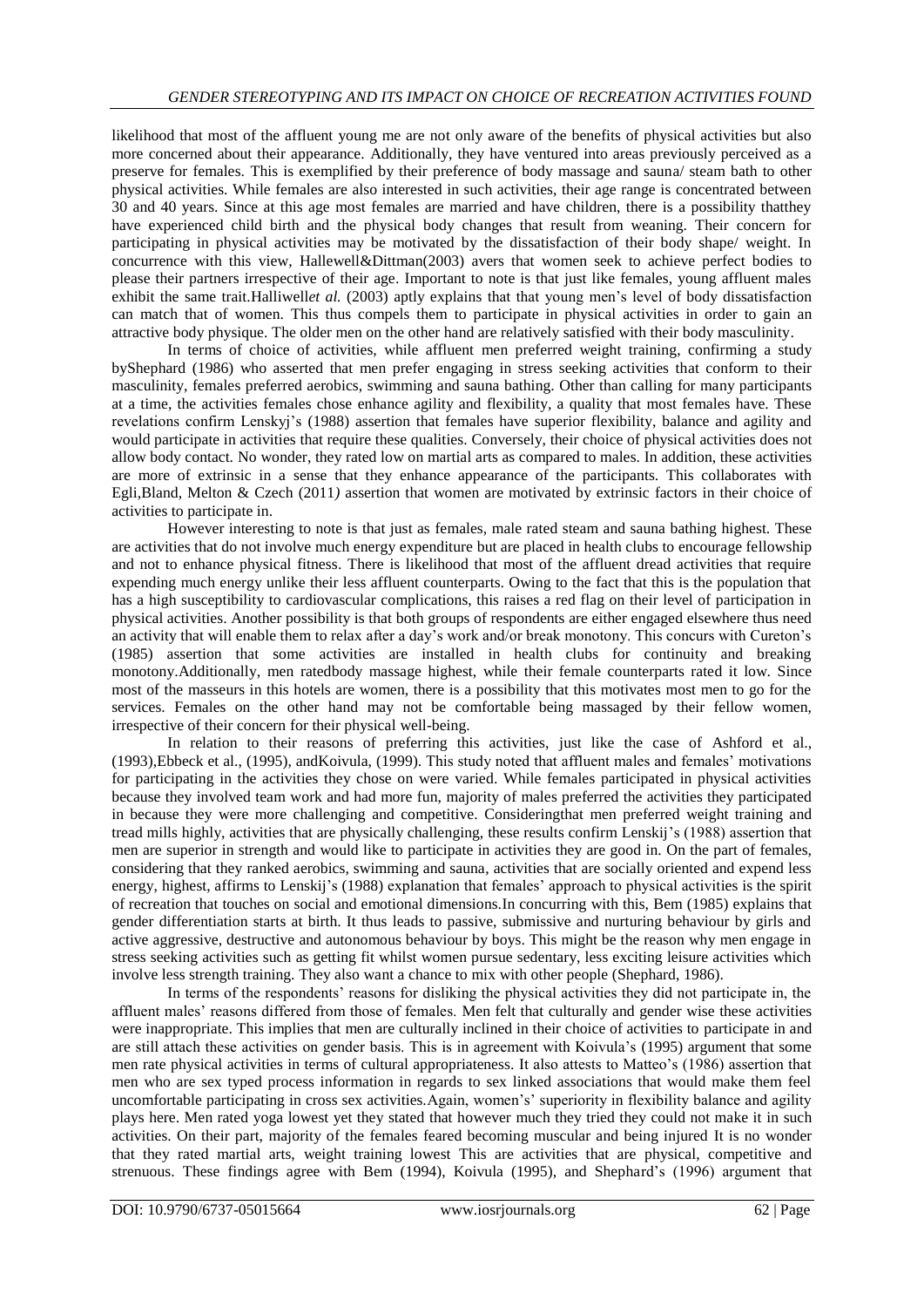likelihood that most of the affluent young me are not only aware of the benefits of physical activities but also more concerned about their appearance. Additionally, they have ventured into areas previously perceived as a preserve for females. This is exemplified by their preference of body massage and sauna/ steam bath to other physical activities. While females are also interested in such activities, their age range is concentrated between 30 and 40 years. Since at this age most females are married and have children, there is a possibility thatthey have experienced child birth and the physical body changes that result from weaning. Their concern for participating in physical activities may be motivated by the dissatisfaction of their body shape/ weight. In concurrence with this view, Hallewell&Dittman(2003) avers that women seek to achieve perfect bodies to please their partners irrespective of their age. Important to note is that just like females, young affluent males exhibit the same trait.Halliwell*et al.* (2003) aptly explains that that young men's level of body dissatisfaction can match that of women. This thus compels them to participate in physical activities in order to gain an attractive body physique. The older men on the other hand are relatively satisfied with their body masculinity.

In terms of choice of activities, while affluent men preferred weight training, confirming a study byShephard (1986) who asserted that men prefer engaging in stress seeking activities that conform to their masculinity, females preferred aerobics, swimming and sauna bathing. Other than calling for many participants at a time, the activities females chose enhance agility and flexibility, a quality that most females have. These revelations confirm Lenskyj's (1988) assertion that females have superior flexibility, balance and agility and would participate in activities that require these qualities. Conversely, their choice of physical activities does not allow body contact. No wonder, they rated low on martial arts as compared to males. In addition, these activities are more of extrinsic in a sense that they enhance appearance of the participants. This collaborates with Egli,Bland, Melton & Czech (2011*)* assertion that women are motivated by extrinsic factors in their choice of activities to participate in.

However interesting to note is that just as females, male rated steam and sauna bathing highest. These are activities that do not involve much energy expenditure but are placed in health clubs to encourage fellowship and not to enhance physical fitness. There is likelihood that most of the affluent dread activities that require expending much energy unlike their less affluent counterparts. Owing to the fact that this is the population that has a high susceptibility to cardiovascular complications, this raises a red flag on their level of participation in physical activities. Another possibility is that both groups of respondents are either engaged elsewhere thus need an activity that will enable them to relax after a day's work and/or break monotony. This concurs with Cureton's (1985) assertion that some activities are installed in health clubs for continuity and breaking monotony.Additionally, men ratedbody massage highest, while their female counterparts rated it low. Since most of the masseurs in this hotels are women, there is a possibility that this motivates most men to go for the services. Females on the other hand may not be comfortable being massaged by their fellow women, irrespective of their concern for their physical well-being.

In relation to their reasons of preferring this activities, just like the case of Ashford et al., (1993),Ebbeck et al., (1995), andKoivula, (1999). This study noted that affluent males and females' motivations for participating in the activities they chose on were varied. While females participated in physical activities because they involved team work and had more fun, majority of males preferred the activities they participated in because they were more challenging and competitive. Consideringthat men preferred weight training and tread mills highly, activities that are physically challenging, these results confirm Lenskij's (1988) assertion that men are superior in strength and would like to participate in activities they are good in. On the part of females, considering that they ranked aerobics, swimming and sauna, activities that are socially oriented and expend less energy, highest, affirms to Lenskij's (1988) explanation that females' approach to physical activities is the spirit of recreation that touches on social and emotional dimensions.In concurring with this, Bem (1985) explains that gender differentiation starts at birth. It thus leads to passive, submissive and nurturing behaviour by girls and active aggressive, destructive and autonomous behaviour by boys. This might be the reason why men engage in stress seeking activities such as getting fit whilst women pursue sedentary, less exciting leisure activities which involve less strength training. They also want a chance to mix with other people (Shephard, 1986).

In terms of the respondents' reasons for disliking the physical activities they did not participate in, the affluent males' reasons differed from those of females. Men felt that culturally and gender wise these activities were inappropriate. This implies that men are culturally inclined in their choice of activities to participate in and are still attach these activities on gender basis. This is in agreement with Koivula's (1995) argument that some men rate physical activities in terms of cultural appropriateness. It also attests to Matteo's (1986) assertion that men who are sex typed process information in regards to sex linked associations that would make them feel uncomfortable participating in cross sex activities.Again, women's' superiority in flexibility balance and agility plays here. Men rated yoga lowest yet they stated that however much they tried they could not make it in such activities. On their part, majority of the females feared becoming muscular and being injured It is no wonder that they rated martial arts, weight training lowest This are activities that are physical, competitive and strenuous. These findings agree with Bem (1994), Koivula (1995), and Shephard's (1996) argument that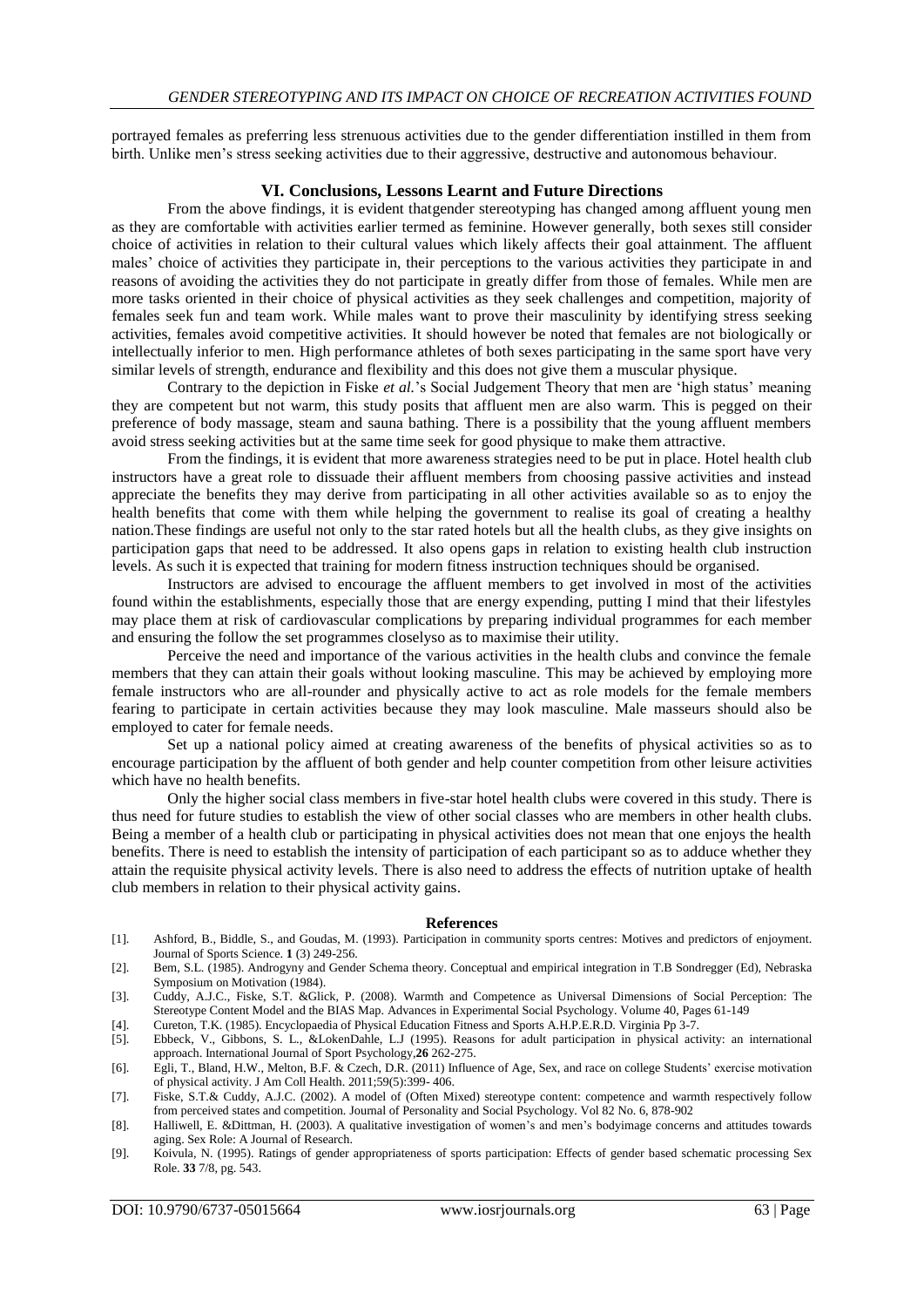portrayed females as preferring less strenuous activities due to the gender differentiation instilled in them from birth. Unlike men's stress seeking activities due to their aggressive, destructive and autonomous behaviour.

## VI. Conclusions, Lessons Learnt and Future Directions

From the above findings, it is evident thatgender stereotyping has changed among affluent young men as they are comfortable with activities earlier termed as feminine. However generally, both sexes still consider choice of activities in relation to their cultural values which likely affects their goal attainment. The affluent males' choice of activities they participate in, their perceptions to the various activities they participate in and reasons of avoiding the activities they do not participate in greatly differ from those of females. While men are more tasks oriented in their choice of physical activities as they seek challenges and competition, majority of females seek fun and team work. While males want to prove their masculinity by identifying stress seeking activities, females avoid competitive activities. It should however be noted that females are not biologically or intellectually inferior to men. High performance athletes of both sexes participating in the same sport have very similar levels of strength, endurance and flexibility and this does not give them a muscular physique.

Contrary to the depiction in Fiske *et al.*'s Social Judgement Theory that men are 'high status' meaning they are competent but not warm, this study posits that affluent men are also warm. This is pegged on their preference of body massage, steam and sauna bathing. There is a possibility that the young affluent members avoid stress seeking activities but at the same time seek for good physique to make them attractive.

From the findings, it is evident that more awareness strategies need to be put in place. Hotel health club instructors have a great role to dissuade their affluent members from choosing passive activities and instead appreciate the benefits they may derive from participating in all other activities available so as to enjoy the health benefits that come with them while helping the government to realise its goal of creating a healthy nation.These findings are useful not only to the star rated hotels but all the health clubs, as they give insights on participation gaps that need to be addressed. It also opens gaps in relation to existing health club instruction levels. As such it is expected that training for modern fitness instruction techniques should be organised.

Instructors are advised to encourage the affluent members to get involved in most of the activities found within the establishments, especially those that are energy expending, putting I mind that their lifestyles may place them at risk of cardiovascular complications by preparing individual programmes for each member and ensuring the follow the set programmes closelyso as to maximise their utility.

Perceive the need and importance of the various activities in the health clubs and convince the female members that they can attain their goals without looking masculine. This may be achieved by employing more female instructors who are all-rounder and physically active to act as role models for the female members fearing to participate in certain activities because they may look masculine. Male masseurs should also be employed to cater for female needs.

Set up a national policy aimed at creating awareness of the benefits of physical activities so as to encourage participation by the affluent of both gender and help counter competition from other leisure activities which have no health benefits.

Only the higher social class members in five-star hotel health clubs were covered in this study. There is thus need for future studies to establish the view of other social classes who are members in other health clubs. Being a member of a health club or participating in physical activities does not mean that one enjoys the health benefits. There is need to establish the intensity of participation of each participant so as to adduce whether they attain the requisite physical activity levels. There is also need to address the effects of nutrition uptake of health club members in relation to their physical activity gains.

## References

[1]. Ashford, B., Biddle, S., and Goudas, M. (1993). Participation in community sports centres: Motives and predictors of enjoyment. Journal of Sports Science. **1** (3) 249-256.

[2]. Bem, S.L. (1985). Androgyny and Gender Schema theory. Conceptual and empirical integration in T.B Sondregger (Ed), Nebraska Symposium on Motivation (1984).

[3]. Cuddy, A.J.C., Fiske, S.T. &Glick, P. (2008). Warmth and Competence as Universal Dimensions of Social Perception: The Stereotype Content Model and the BIAS Map. Advances in Experimental Social Psychology. Volume 40, Pages 61-149

[4]. Cureton, T.K. (1985). Encyclopaedia of Physical Education Fitness and Sports A.H.P.E.R.D. Virginia Pp 3-7.

[5]. Ebbeck, V., Gibbons, S. L., &LokenDahle, L.J (1995). Reasons for adult participation in physical activity: an international approach. International Journal of Sport Psychology,**26** 262-275.

[6]. Egli, T., Bland, H.W., Melton, B.F. & Czech, D.R. (2011) Influence of Age, Sex, and race on college Students' exercise motivation of physical activity. J Am Coll Health. 2011;59(5):399- 406.

[7]. Fiske, S.T.& Cuddy, A.J.C. (2002). A model of (Often Mixed) stereotype content: competence and warmth respectively follow from perceived states and competition. Journal of Personality and Social Psychology. Vol 82 No. 6, 878-902

[8]. Halliwell, E. &Dittman, H. (2003). A qualitative investigation of women's and men's bodyimage concerns and attitudes towards aging. Sex Role: A Journal of Research.

[9]. Koivula, N. (1995). Ratings of gender appropriateness of sports participation: Effects of gender based schematic processing Sex Role. **33** 7/8, pg. 543.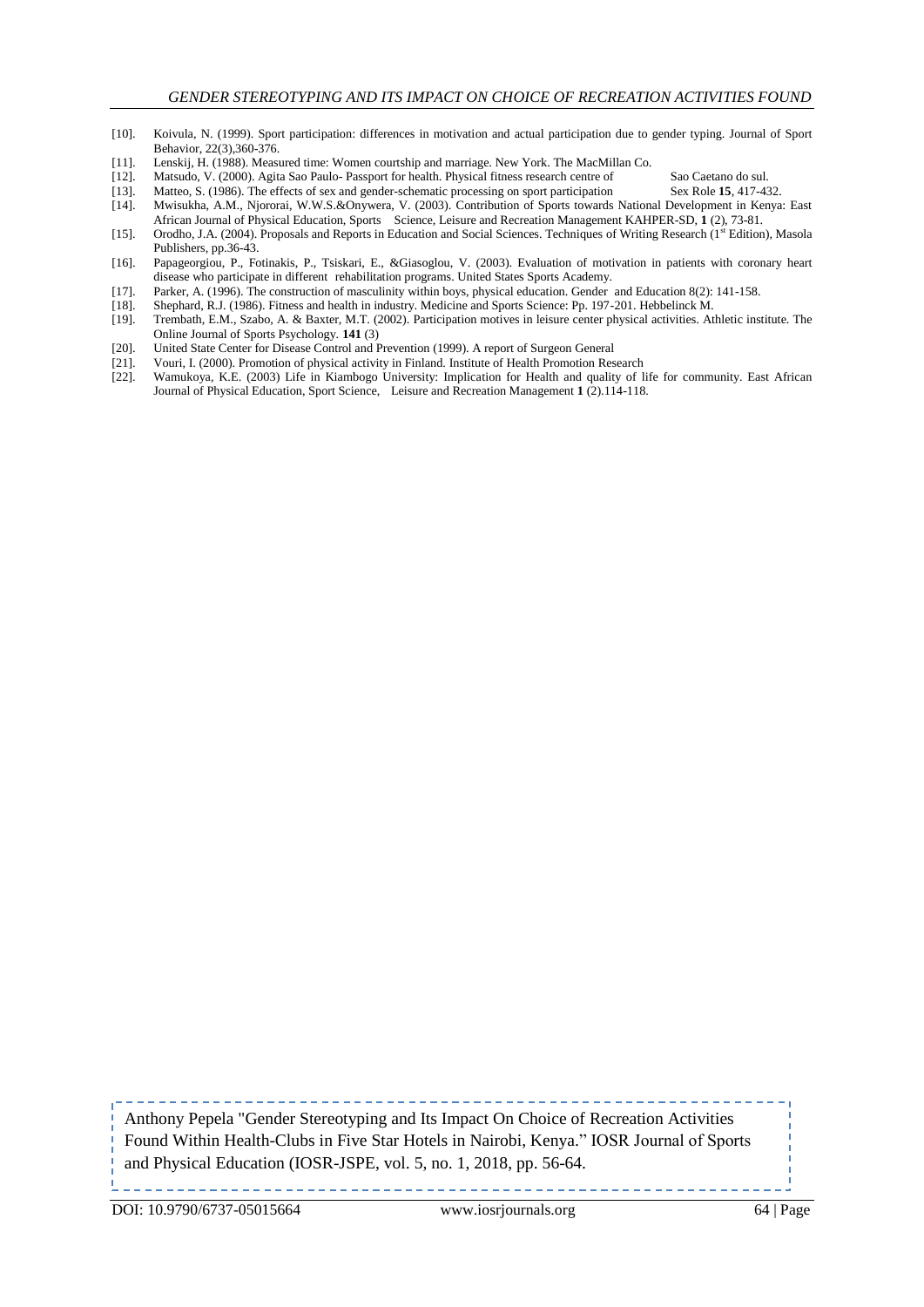[10]. Koivula, N. (1999). Sport participation: differences in motivation and actual participation due to gender typing. Journal of Sport Behavior, 22(3),360-376.

[11]. Lenskij, H. (1988). Measured time: Women courtship and marriage. New York. The MacMillan Co.

[12]. Matsudo, V. (2000). Agita Sao Paulo- Passport for health. Physical fitness research centre of Sao Caetano do sul.

[13]. Matteo, S. (1986). The effects of sex and gender-schematic processing on sport participation Sex Role **15**, 417-432.

[14]. Mwisukha, A.M., Njororai, W.W.S.&Onywera, V. (2003). Contribution of Sports towards National Development in Kenya: East African Journal of Physical Education, Sports Science, Leisure and Recreation Management KAHPER-SD, **1** (2), 73-81.

[15]. Orodho, J.A. (2004). Proposals and Reports in Education and Social Sciences. Techniques of Writing Research (1st Edition), Masola Publishers, pp.36-43.

[16]. Papageorgiou, P., Fotinakis, P., Tsiskari, E., &Giasoglou, V. (2003). Evaluation of motivation in patients with coronary heart disease who participate in different rehabilitation programs. United States Sports Academy.

[17]. Parker, A. (1996). The construction of masculinity within boys, physical education. Gender and Education 8(2): 141-158.

[18]. Shephard, R.J. (1986). Fitness and health in industry. Medicine and Sports Science: Pp. 197-201. Hebbelinck M.

[19]. Trembath, E.M., Szabo, A. & Baxter, M.T. (2002). Participation motives in leisure center physical activities. Athletic institute. The Online Journal of Sports Psychology. **141** (3)

[20]. United State Center for Disease Control and Prevention (1999). A report of Surgeon General

[21]. Vouri, I. (2000). Promotion of physical activity in Finland. Institute of Health Promotion Research

[22]. Wamukoya, K.E. (2003) Life in Kiambogo University: Implication for Health and quality of life for community. East African Journal of Physical Education, Sport Science, Leisure and Recreation Management **1** (2).114-118.

Anthony Pepela "Gender Stereotyping and Its Impact On Choice of Recreation Activities Found Within Health-Clubs in Five Star Hotels in Nairobi, Kenya." IOSR Journal of Sports and Physical Education (IOSR-JSPE, vol. 5, no. 1, 2018, pp. 56-64.